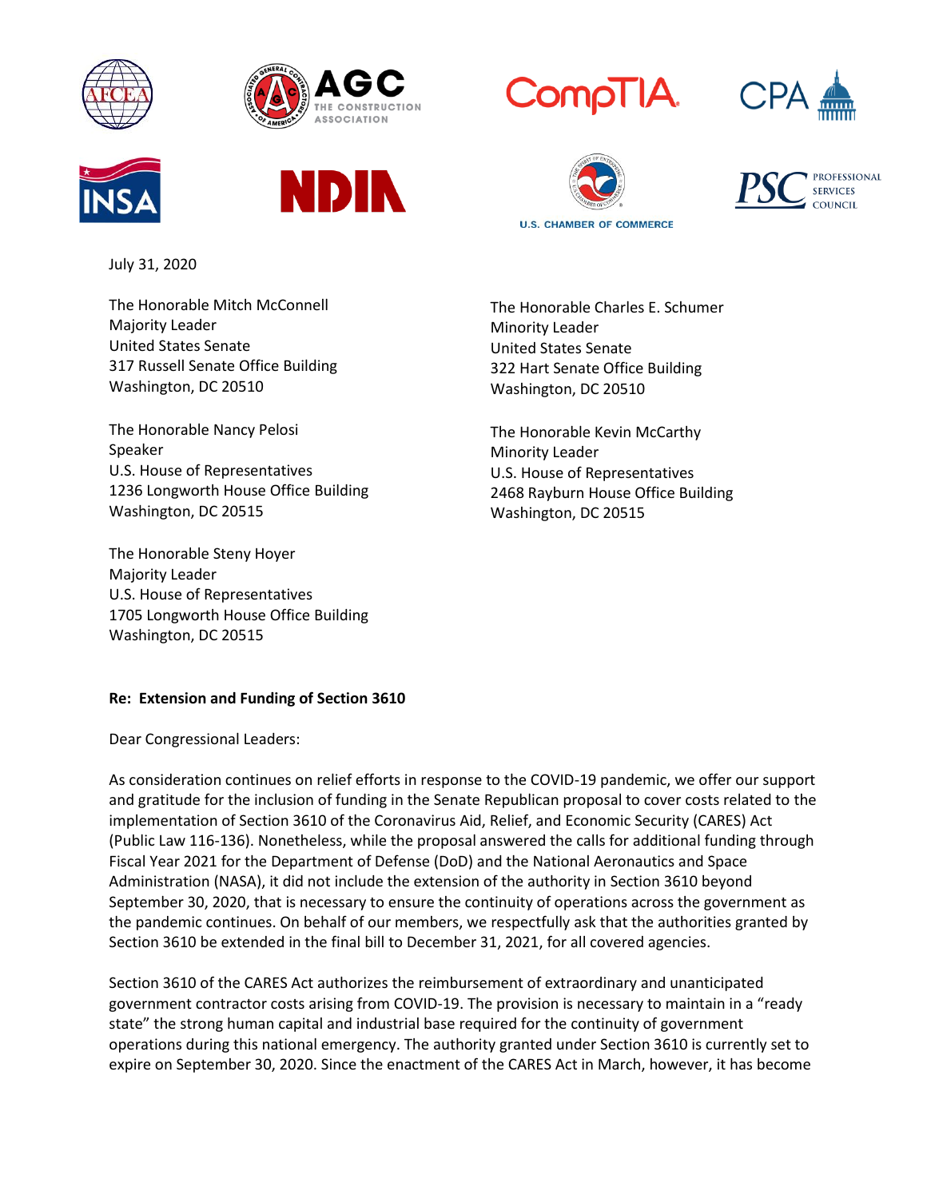July 31, 2020

The Honorable Mitch McConnell
Majority Leader
United States Senate
317 Russell Senate Office Building
Washington, DC 20510

The Honorable Charles E. Schumer
Minority Leader
United States Senate
322 Hart Senate Office Building
Washington, DC 20510

The Honorable Nancy Pelosi
Speaker
U.S. House of Representatives
1236 Longworth House Office Building
Washington, DC 20515

The Honorable Kevin McCarthy
Minority Leader
U.S. House of Representatives
2468 Rayburn House Office Building
Washington, DC 20515

The Honorable Steny Hoyer
Majority Leader
U.S. House of Representatives
1705 Longworth House Office Building
Washington, DC 20515

**Re: Extension and Funding of Section 3610**

Dear Congressional Leaders:

As consideration continues on relief efforts in response to the COVID-19 pandemic, we offer our support and gratitude for the inclusion of funding in the Senate Republican proposal to cover costs related to the implementation of Section 3610 of the Coronavirus Aid, Relief, and Economic Security (CARES) Act (Public Law 116-136). Nonetheless, while the proposal answered the calls for additional funding through Fiscal Year 2021 for the Department of Defense (DoD) and the National Aeronautics and Space Administration (NASA), it did not include the extension of the authority in Section 3610 beyond September 30, 2020, that is necessary to ensure the continuity of operations across the government as the pandemic continues. On behalf of our members, we respectfully ask that the authorities granted by Section 3610 be extended in the final bill to December 31, 2021, for all covered agencies.

Section 3610 of the CARES Act authorizes the reimbursement of extraordinary and unanticipated government contractor costs arising from COVID-19. The provision is necessary to maintain in a "ready state" the strong human capital and industrial base required for the continuity of government operations during this national emergency. The authority granted under Section 3610 is currently set to expire on September 30, 2020. Since the enactment of the CARES Act in March, however, it has become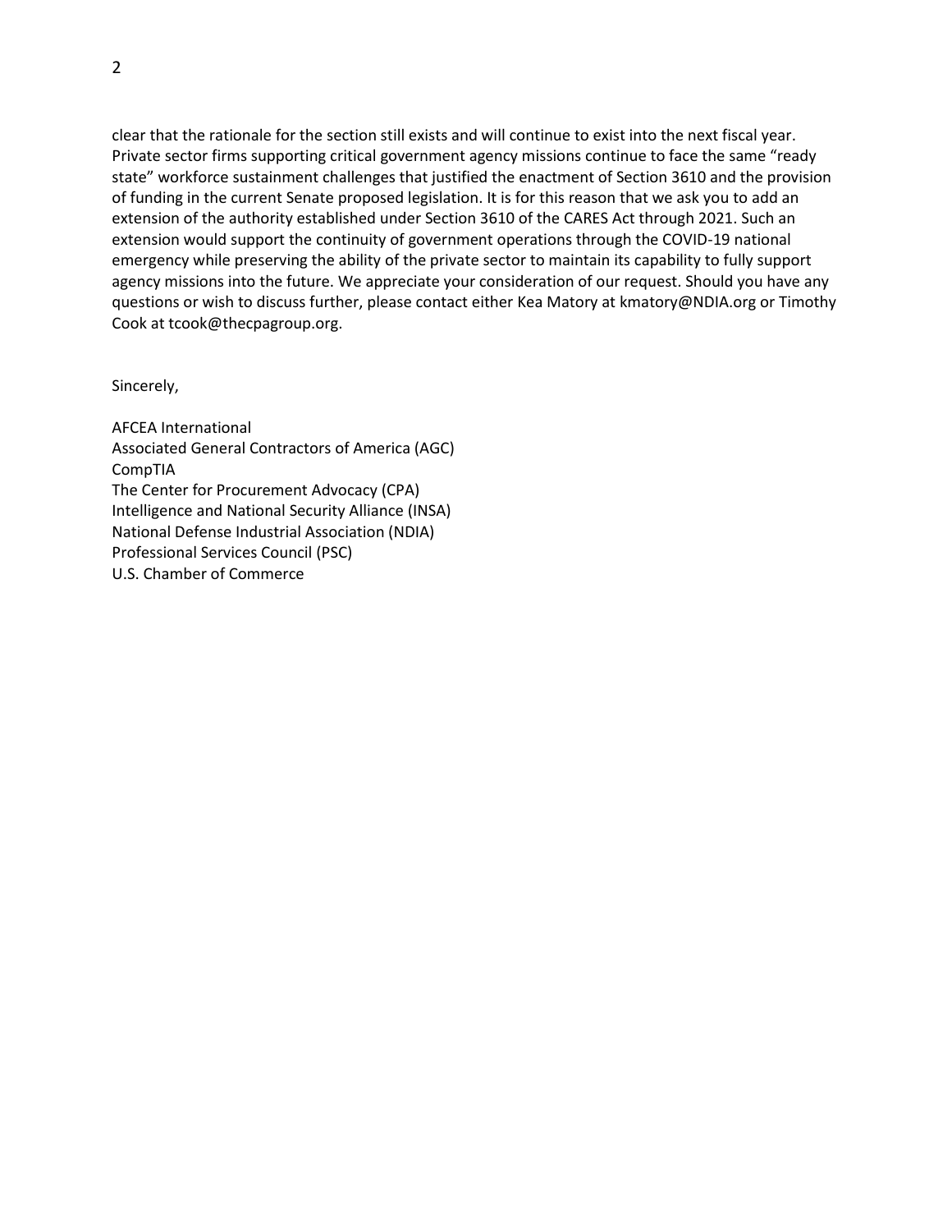clear that the rationale for the section still exists and will continue to exist into the next fiscal year. Private sector firms supporting critical government agency missions continue to face the same "ready state" workforce sustainment challenges that justified the enactment of Section 3610 and the provision of funding in the current Senate proposed legislation. It is for this reason that we ask you to add an extension of the authority established under Section 3610 of the CARES Act through 2021. Such an extension would support the continuity of government operations through the COVID-19 national emergency while preserving the ability of the private sector to maintain its capability to fully support agency missions into the future. We appreciate your consideration of our request. Should you have any questions or wish to discuss further, please contact either Kea Matory at kmatory@NDIA.org or Timothy Cook at tcook@thecpagroup.org.

Sincerely,

AFCEA International
Associated General Contractors of America (AGC)
CompTIA
The Center for Procurement Advocacy (CPA)
Intelligence and National Security Alliance (INSA)
National Defense Industrial Association (NDIA)
Professional Services Council (PSC)
U.S. Chamber of Commerce